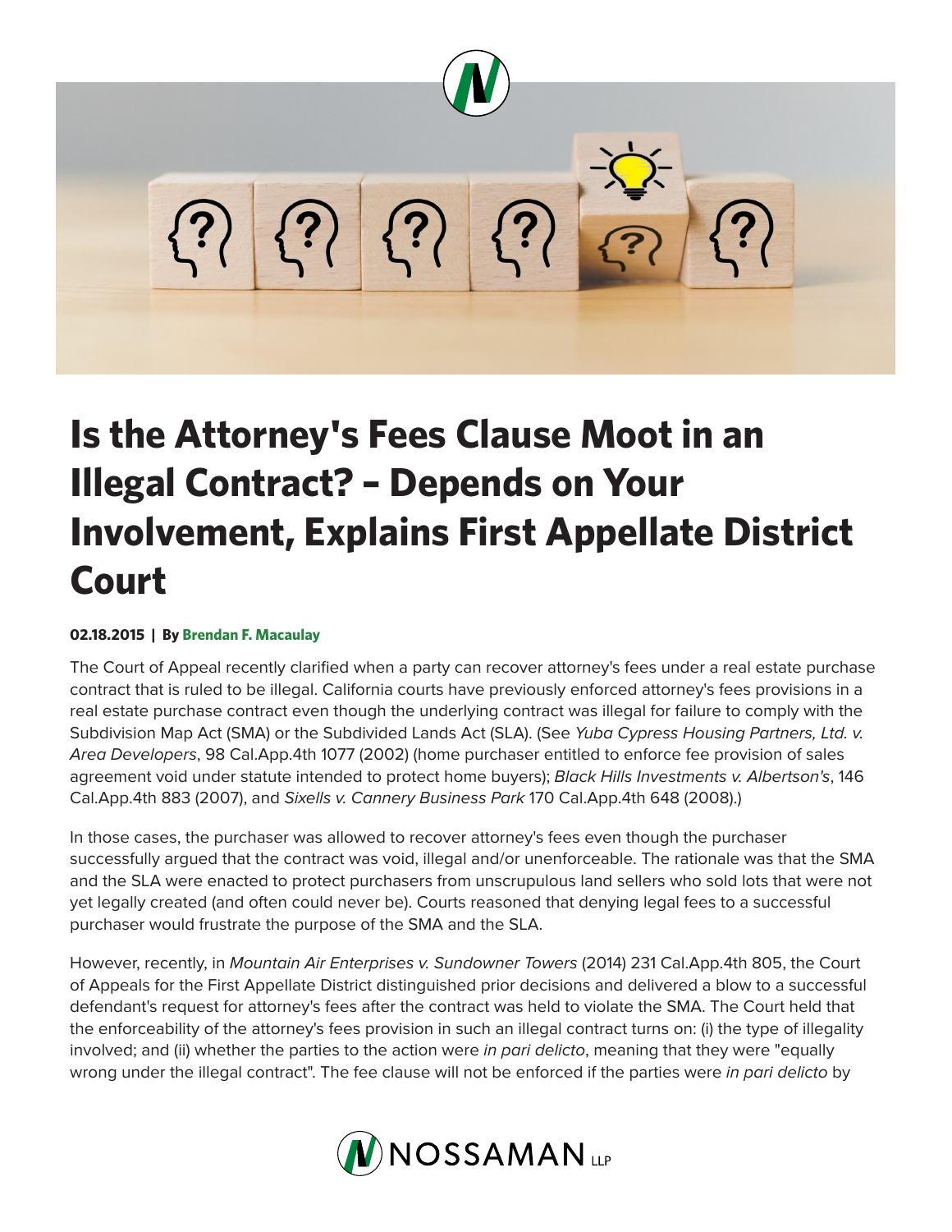# Is the Attorney's Fees Clause Moot in an Illegal Contract? – Depends on Your Involvement, Explains First Appellate District Court

**02.18.2015 | By Brendan F. Macaulay**

The Court of Appeal recently clarified when a party can recover attorney's fees under a real estate purchase contract that is ruled to be illegal. California courts have previously enforced attorney's fees provisions in a real estate purchase contract even though the underlying contract was illegal for failure to comply with the Subdivision Map Act (SMA) or the Subdivided Lands Act (SLA). (See *Yuba Cypress Housing Partners, Ltd. v. Area Developers*, 98 Cal.App.4th 1077 (2002) (home purchaser entitled to enforce fee provision of sales agreement void under statute intended to protect home buyers); *Black Hills Investments v. Albertson's*, 146 Cal.App.4th 883 (2007), and *Sixells v. Cannery Business Park* 170 Cal.App.4th 648 (2008).)

In those cases, the purchaser was allowed to recover attorney's fees even though the purchaser successfully argued that the contract was void, illegal and/or unenforceable. The rationale was that the SMA and the SLA were enacted to protect purchasers from unscrupulous land sellers who sold lots that were not yet legally created (and often could never be). Courts reasoned that denying legal fees to a successful purchaser would frustrate the purpose of the SMA and the SLA.

However, recently, in *Mountain Air Enterprises v. Sundowner Towers* (2014) 231 Cal.App.4th 805, the Court of Appeals for the First Appellate District distinguished prior decisions and delivered a blow to a successful defendant's request for attorney's fees after the contract was held to violate the SMA. The Court held that the enforceability of the attorney's fees provision in such an illegal contract turns on: (i) the type of illegality involved; and (ii) whether the parties to the action were *in pari delicto*, meaning that they were "equally wrong under the illegal contract". The fee clause will not be enforced if the parties were *in pari delicto* by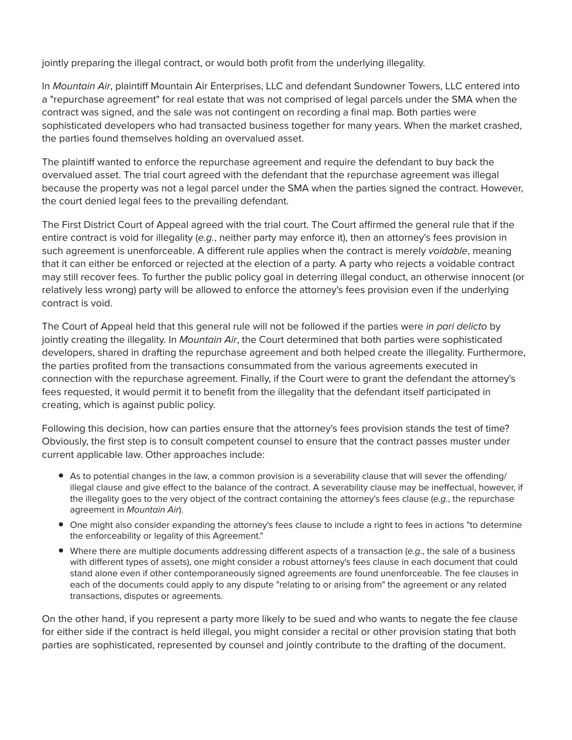jointly preparing the illegal contract, or would both profit from the underlying illegality.

In *Mountain Air*, plaintiff Mountain Air Enterprises, LLC and defendant Sundowner Towers, LLC entered into a "repurchase agreement" for real estate that was not comprised of legal parcels under the SMA when the contract was signed, and the sale was not contingent on recording a final map. Both parties were sophisticated developers who had transacted business together for many years. When the market crashed, the parties found themselves holding an overvalued asset.

The plaintiff wanted to enforce the repurchase agreement and require the defendant to buy back the overvalued asset. The trial court agreed with the defendant that the repurchase agreement was illegal because the property was not a legal parcel under the SMA when the parties signed the contract. However, the court denied legal fees to the prevailing defendant.

The First District Court of Appeal agreed with the trial court. The Court affirmed the general rule that if the entire contract is void for illegality (*e.g.*, neither party may enforce it), then an attorney's fees provision in such agreement is unenforceable. A different rule applies when the contract is merely *voidable*, meaning that it can either be enforced or rejected at the election of a party. A party who rejects a voidable contract may still recover fees. To further the public policy goal in deterring illegal conduct, an otherwise innocent (or relatively less wrong) party will be allowed to enforce the attorney's fees provision even if the underlying contract is void.

The Court of Appeal held that this general rule will not be followed if the parties were *in pari delicto* by jointly creating the illegality. In *Mountain Air*, the Court determined that both parties were sophisticated developers, shared in drafting the repurchase agreement and both helped create the illegality. Furthermore, the parties profited from the transactions consummated from the various agreements executed in connection with the repurchase agreement. Finally, if the Court were to grant the defendant the attorney's fees requested, it would permit it to benefit from the illegality that the defendant itself participated in creating, which is against public policy.

Following this decision, how can parties ensure that the attorney's fees provision stands the test of time? Obviously, the first step is to consult competent counsel to ensure that the contract passes muster under current applicable law. Other approaches include:

- As to potential changes in the law, a common provision is a severability clause that will sever the offending/illegal clause and give effect to the balance of the contract. A severability clause may be ineffectual, however, if the illegality goes to the very object of the contract containing the attorney's fees clause (*e.g.*, the repurchase agreement in *Mountain Air*).
- One might also consider expanding the attorney's fees clause to include a right to fees in actions "to determine the enforceability or legality of this Agreement."
- Where there are multiple documents addressing different aspects of a transaction (*e.g.*, the sale of a business with different types of assets), one might consider a robust attorney's fees clause in each document that could stand alone even if other contemporaneously signed agreements are found unenforceable. The fee clauses in each of the documents could apply to any dispute "relating to or arising from" the agreement or any related transactions, disputes or agreements.

On the other hand, if you represent a party more likely to be sued and who wants to negate the fee clause for either side if the contract is held illegal, you might consider a recital or other provision stating that both parties are sophisticated, represented by counsel and jointly contribute to the drafting of the document.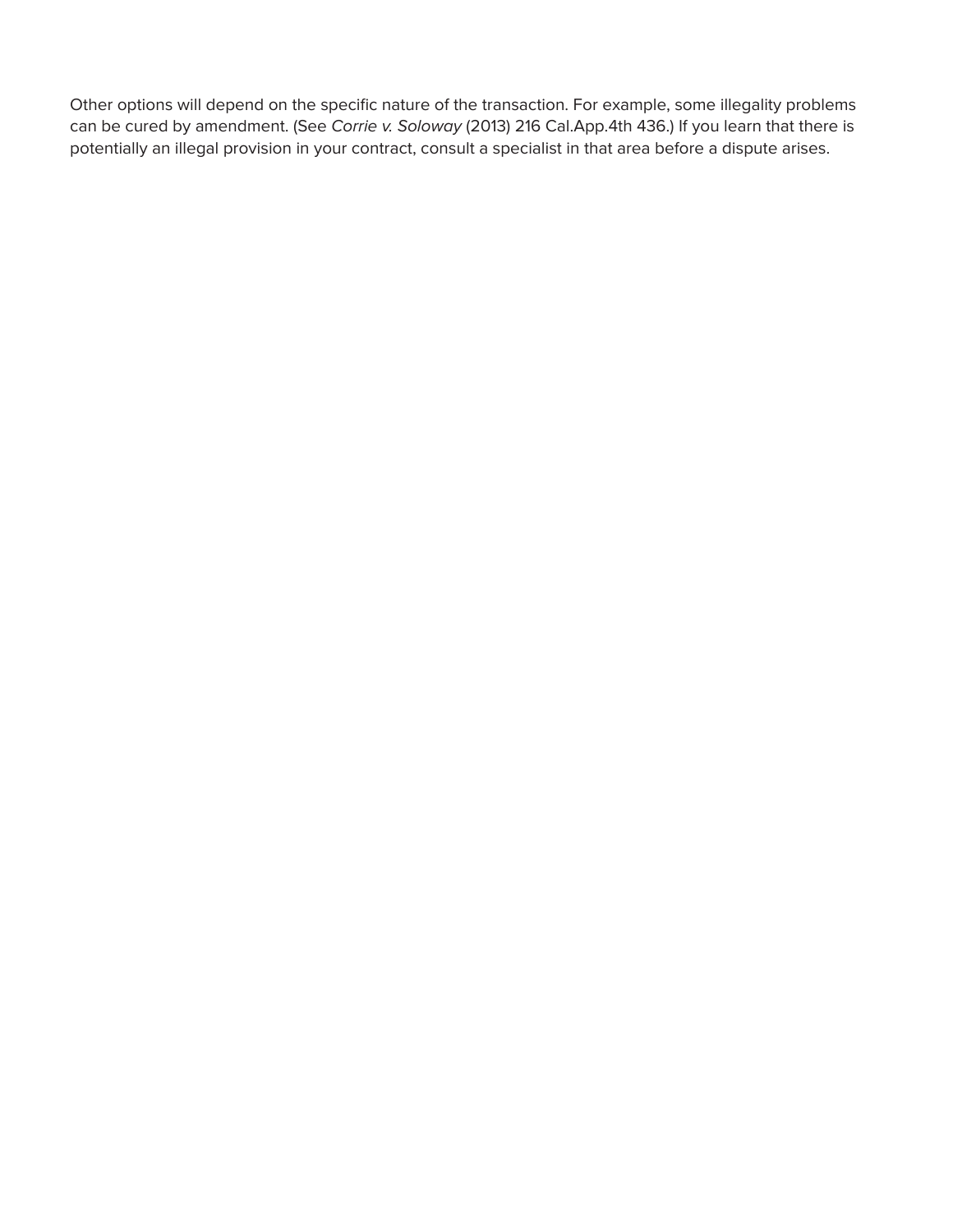Other options will depend on the specific nature of the transaction. For example, some illegality problems can be cured by amendment. (See *Corrie v. Soloway* (2013) 216 Cal.App.4th 436.) If you learn that there is potentially an illegal provision in your contract, consult a specialist in that area before a dispute arises.